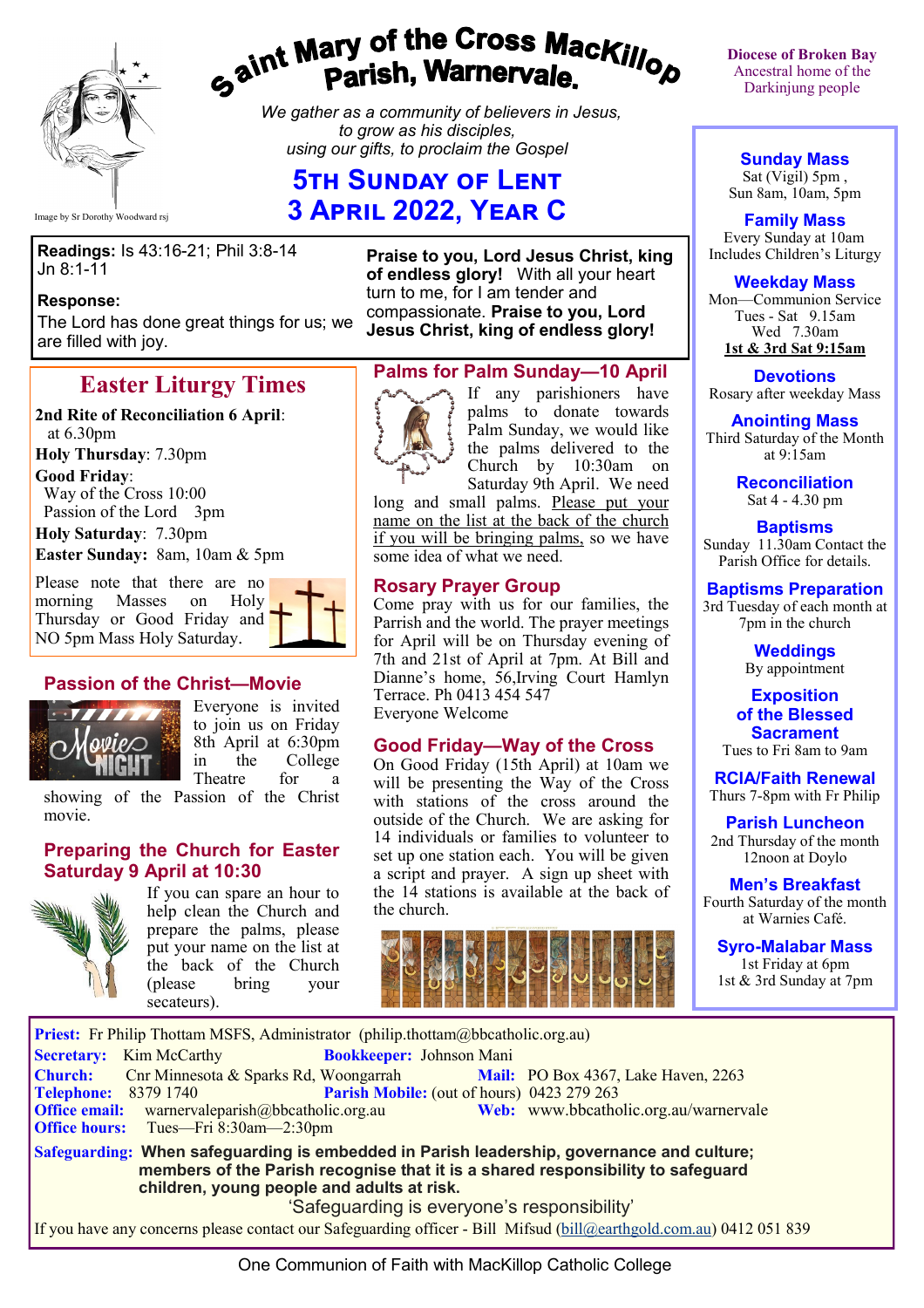# Saint Mary of the Cross MacKillop Parish, Warnervale.

Image by Sr Dorothy Woodward rsj

*We gather as a community of believers in Jesus, to grow as his disciples, using our gifts, to proclaim the Gospel*

## 5th Sunday of Lent
## 3 April 2022, Year C

Diocese of Broken Bay
Ancestral home of the Darkinjung people

**Readings:** Is 43:16-21; Phil 3:8-14 Jn 8:1-11

**Response:**
The Lord has done great things for us; we are filled with joy.

**Praise to you, Lord Jesus Christ, king of endless glory!** With all your heart turn to me, for I am tender and compassionate. **Praise to you, Lord Jesus Christ, king of endless glory!**

## Easter Liturgy Times

**2nd Rite of Reconciliation 6 April**: at 6.30pm
**Holy Thursday**: 7.30pm
**Good Friday**:
Way of the Cross 10:00
Passion of the Lord 3pm
**Holy Saturday**: 7.30pm
**Easter Sunday:** 8am, 10am & 5pm

Please note that there are no morning Masses on Holy Thursday or Good Friday and NO 5pm Mass Holy Saturday.

## Passion of the Christ—Movie

Everyone is invited to join us on Friday 8th April at 6:30pm in the College Theatre for a showing of the Passion of the Christ movie.

## Preparing the Church for Easter Saturday 9 April at 10:30

If you can spare an hour to help clean the Church and prepare the palms, please put your name on the list at the back of the Church (please bring your secateurs).

## Palms for Palm Sunday—10 April

If any parishioners have palms to donate towards Palm Sunday, we would like the palms delivered to the Church by 10:30am on Saturday 9th April. We need long and small palms. Please put your name on the list at the back of the church if you will be bringing palms, so we have some idea of what we need.

## Rosary Prayer Group

Come pray with us for our families, the Parish and the world. The prayer meetings for April will be on Thursday evening of 7th and 21st of April at 7pm. At Bill and Dianne's home, 56,Irving Court Hamlyn Terrace. Ph 0413 454 547
Everyone Welcome

## Good Friday—Way of the Cross

On Good Friday (15th April) at 10am we will be presenting the Way of the Cross with stations of the cross around the outside of the Church. We are asking for 14 individuals or families to volunteer to set up one station each. You will be given a script and prayer. A sign up sheet with the 14 stations is available at the back of the church.

### Sunday Mass
Sat (Vigil) 5pm ,
Sun 8am, 10am, 5pm

### Family Mass
Every Sunday at 10am
Includes Children's Liturgy

### Weekday Mass
Mon—Communion Service
Tues - Sat 9.15am
Wed 7.30am
**1st & 3rd Sat 9:15am**

### Devotions
Rosary after weekday Mass

### Anointing Mass
Third Saturday of the Month at 9:15am

### Reconciliation
Sat 4 - 4.30 pm

### Baptisms
Sunday 11.30am Contact the Parish Office for details.

### Baptisms Preparation
3rd Tuesday of each month at 7pm in the church

### Weddings
By appointment

### Exposition of the Blessed Sacrament
Tues to Fri 8am to 9am

### RCIA/Faith Renewal
Thurs 7-8pm with Fr Philip

### Parish Luncheon
2nd Thursday of the month 12noon at Doylo

### Men's Breakfast
Fourth Saturday of the month at Warnies Café.

### Syro-Malabar Mass
1st Friday at 6pm
1st & 3rd Sunday at 7pm

**Priest:** Fr Philip Thottam MSFS, Administrator (philip.thottam@bbcatholic.org.au)
**Secretary:** Kim McCarthy **Bookkeeper:** Johnson Mani
**Church:** Cnr Minnesota & Sparks Rd, Woongarrah **Mail:** PO Box 4367, Lake Haven, 2263
**Telephone:** 8379 1740 **Parish Mobile:** (out of hours) 0423 279 263
**Office email:** warnervaleparish@bbcatholic.org.au **Web:** www.bbcatholic.org.au/warnervale
**Office hours:** Tues—Fri 8:30am—2:30pm

**Safeguarding: When safeguarding is embedded in Parish leadership, governance and culture; members of the Parish recognise that it is a shared responsibility to safeguard children, young people and adults at risk.**
'Safeguarding is everyone's responsibility'
If you have any concerns please contact our Safeguarding officer - Bill Mifsud (bill@earthgold.com.au) 0412 051 839

One Communion of Faith with MacKillop Catholic College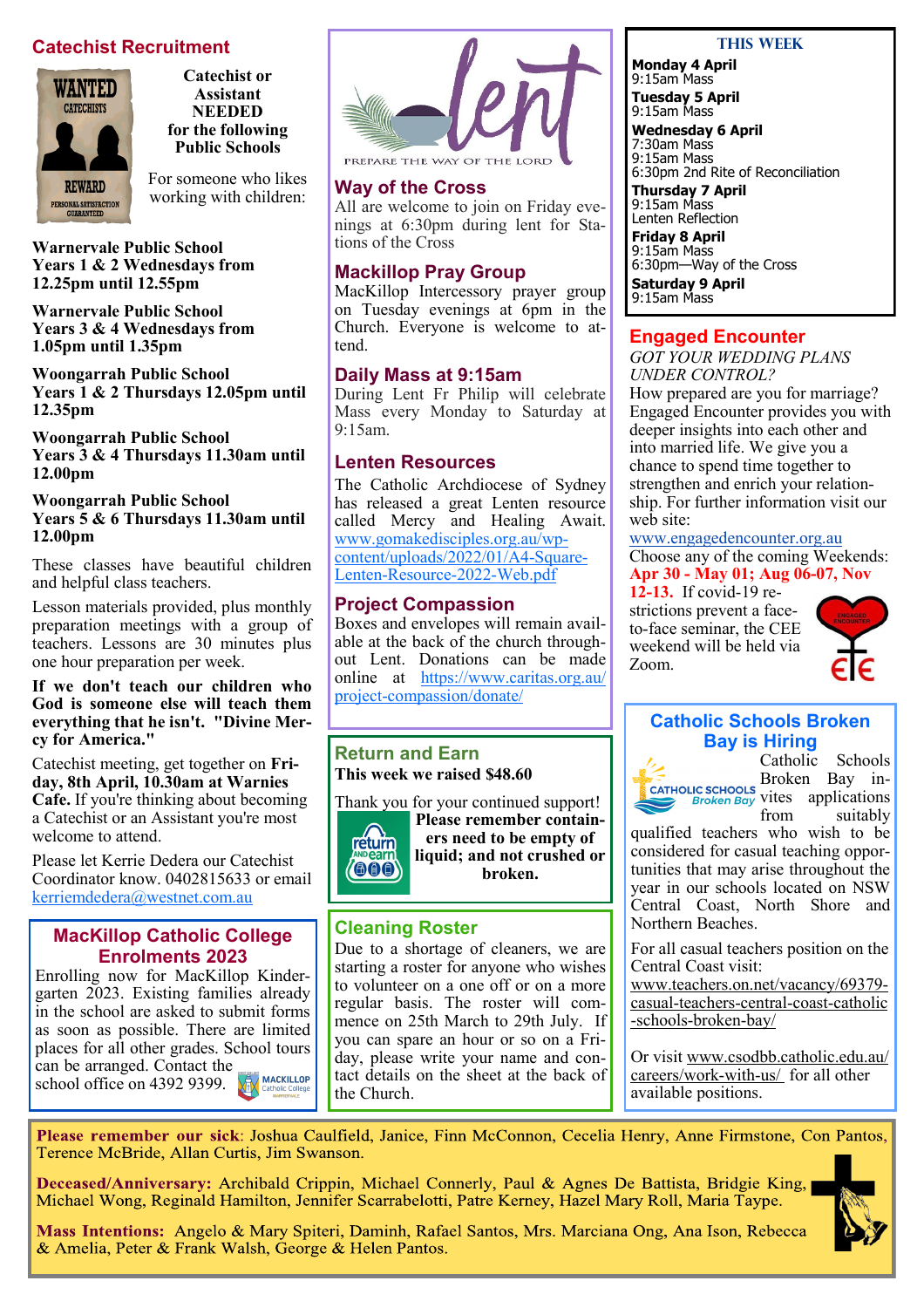## Catechist Recruitment

**Catechist or Assistant NEEDED for the following Public Schools**

For someone who likes working with children:

**Warnervale Public School**
**Years 1 & 2 Wednesdays from 12.25pm until 12.55pm**

**Warnervale Public School**
**Years 3 & 4 Wednesdays from 1.05pm until 1.35pm**

**Woongarrah Public School**
**Years 1 & 2 Thursdays 12.05pm until 12.35pm**

**Woongarrah Public School**
**Years 3 & 4 Thursdays 11.30am until 12.00pm**

**Woongarrah Public School**
**Years 5 & 6 Thursdays 11.30am until 12.00pm**

These classes have beautiful children and helpful class teachers.

Lesson materials provided, plus monthly preparation meetings with a group of teachers. Lessons are 30 minutes plus one hour preparation per week.

**If we don't teach our children who God is someone else will teach them everything that he isn't. "Divine Mercy for America."**

Catechist meeting, get together on **Friday, 8th April, 10.30am at Warnies Cafe.** If you're thinking about becoming a Catechist or an Assistant you're most welcome to attend.

Please let Kerrie Dedera our Catechist Coordinator know. 0402815633 or email kerriemdedera@westnet.com.au

## MacKillop Catholic College Enrolments 2023

Enrolling now for MacKillop Kindergarten 2023. Existing families already in the school are asked to submit forms as soon as possible. There are limited places for all other grades. School tours can be arranged. Contact the school office on 4392 9399.

## Way of the Cross

All are welcome to join on Friday evenings at 6:30pm during lent for Stations of the Cross

## Mackillop Pray Group

MacKillop Intercessory prayer group on Tuesday evenings at 6pm in the Church. Everyone is welcome to attend.

## Daily Mass at 9:15am

During Lent Fr Philip will celebrate Mass every Monday to Saturday at 9:15am.

## Lenten Resources

The Catholic Archdiocese of Sydney has released a great Lenten resource called Mercy and Healing Await. www.gomakedisciples.org.au/wp-content/uploads/2022/01/A4-Square-Lenten-Resource-2022-Web.pdf

## Project Compassion

Boxes and envelopes will remain available at the back of the church throughout Lent. Donations can be made online at https://www.caritas.org.au/project-compassion/donate/

## Return and Earn

**This week we raised $48.60**

Thank you for your continued support!

**Please remember containers need to be empty of liquid; and not crushed or broken.**

## Cleaning Roster

Due to a shortage of cleaners, we are starting a roster for anyone who wishes to volunteer on a one off or on a more regular basis. The roster will commence on 25th March to 29th July. If you can spare an hour or so on a Friday, please write your name and contact details on the sheet at the back of the Church.

## THIS WEEK

**Monday 4 April**
9:15am Mass

**Tuesday 5 April**
9:15am Mass

**Wednesday 6 April**
7:30am Mass
9:15am Mass
6:30pm 2nd Rite of Reconciliation

**Thursday 7 April**
9:15am Mass
Lenten Reflection

**Friday 8 April**
9:15am Mass
6:30pm—Way of the Cross

**Saturday 9 April**
9:15am Mass

## Engaged Encounter

*GOT YOUR WEDDING PLANS UNDER CONTROL?*

How prepared are you for marriage? Engaged Encounter provides you with deeper insights into each other and into married life. We give you a chance to spend time together to strengthen and enrich your relationship. For further information visit our web site:

www.engagedencounter.org.au

Choose any of the coming Weekends: **Apr 30 - May 01; Aug 06-07, Nov 12-13.** If covid-19 restrictions prevent a face-to-face seminar, the CEE weekend will be held via Zoom.

## Catholic Schools Broken Bay is Hiring

Catholic Schools Broken Bay invites applications from suitably qualified teachers who wish to be considered for casual teaching opportunities that may arise throughout the year in our schools located on NSW Central Coast, North Shore and Northern Beaches.

For all casual teachers position on the Central Coast visit: www.teachers.on.net/vacancy/69379-casual-teachers-central-coast-catholic-schools-broken-bay/

Or visit www.csodbb.catholic.edu.au/careers/work-with-us/ for all other available positions.

**Please remember our sick**: Joshua Caulfield, Janice, Finn McConnon, Cecelia Henry, Anne Firmstone, Con Pantos, Terence McBride, Allan Curtis, Jim Swanson.

**Deceased/Anniversary:** Archibald Crippin, Michael Connerly, Paul & Agnes De Battista, Bridgie King, Michael Wong, Reginald Hamilton, Jennifer Scarrabelotti, Patre Kerney, Hazel Mary Roll, Maria Taype.

**Mass Intentions:** Angelo & Mary Spiteri, Daminh, Rafael Santos, Mrs. Marciana Ong, Ana Ison, Rebecca & Amelia, Peter & Frank Walsh, George & Helen Pantos.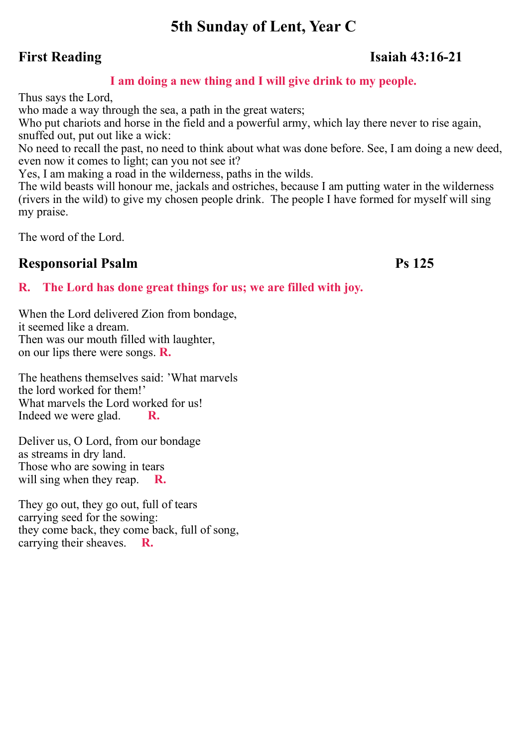# 5th Sunday of Lent, Year C

## First Reading Isaiah 43:16-21

**I am doing a new thing and I will give drink to my people.**

Thus says the Lord,
who made a way through the sea, a path in the great waters;
Who put chariots and horse in the field and a powerful army, which lay there never to rise again, snuffed out, put out like a wick:
No need to recall the past, no need to think about what was done before. See, I am doing a new deed, even now it comes to light; can you not see it?
Yes, I am making a road in the wilderness, paths in the wilds.
The wild beasts will honour me, jackals and ostriches, because I am putting water in the wilderness (rivers in the wild) to give my chosen people drink. The people I have formed for myself will sing my praise.

The word of the Lord.

## Responsorial Psalm Ps 125

**R. The Lord has done great things for us; we are filled with joy.**

When the Lord delivered Zion from bondage,
it seemed like a dream.
Then was our mouth filled with laughter,
on our lips there were songs. **R.**

The heathens themselves said: 'What marvels
the lord worked for them!'
What marvels the Lord worked for us!
Indeed we were glad. **R.**

Deliver us, O Lord, from our bondage
as streams in dry land.
Those who are sowing in tears
will sing when they reap. **R.**

They go out, they go out, full of tears
carrying seed for the sowing:
they come back, they come back, full of song,
carrying their sheaves. **R.**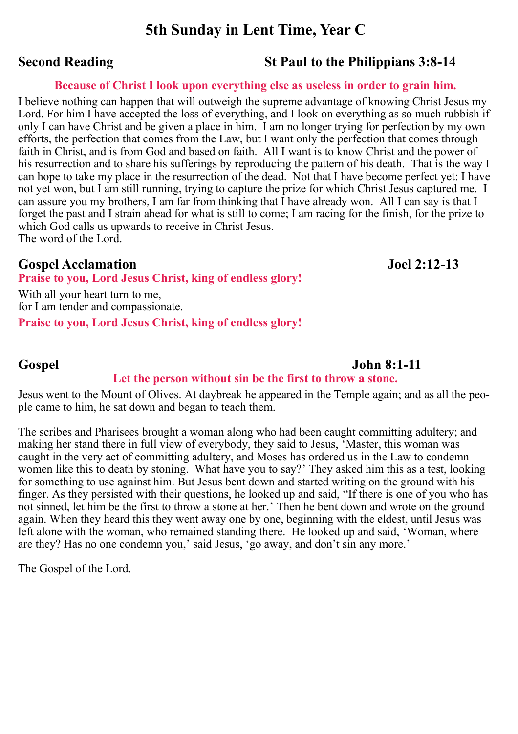# 5th Sunday in Lent Time, Year C

## Second Reading — St Paul to the Philippians 3:8-14

**Because of Christ I look upon everything else as useless in order to grain him.**

I believe nothing can happen that will outweigh the supreme advantage of knowing Christ Jesus my Lord. For him I have accepted the loss of everything, and I look on everything as so much rubbish if only I can have Christ and be given a place in him. I am no longer trying for perfection by my own efforts, the perfection that comes from the Law, but I want only the perfection that comes through faith in Christ, and is from God and based on faith. All I want is to know Christ and the power of his resurrection and to share his sufferings by reproducing the pattern of his death. That is the way I can hope to take my place in the resurrection of the dead. Not that I have become perfect yet: I have not yet won, but I am still running, trying to capture the prize for which Christ Jesus captured me. I can assure you my brothers, I am far from thinking that I have already won. All I can say is that I forget the past and I strain ahead for what is still to come; I am racing for the finish, for the prize to which God calls us upwards to receive in Christ Jesus.
The word of the Lord.

## Gospel Acclamation — Joel 2:12-13

**Praise to you, Lord Jesus Christ, king of endless glory!**

With all your heart turn to me,
for I am tender and compassionate.

**Praise to you, Lord Jesus Christ, king of endless glory!**

## Gospel — John 8:1-11

**Let the person without sin be the first to throw a stone.**

Jesus went to the Mount of Olives. At daybreak he appeared in the Temple again; and as all the people came to him, he sat down and began to teach them.

The scribes and Pharisees brought a woman along who had been caught committing adultery; and making her stand there in full view of everybody, they said to Jesus, 'Master, this woman was caught in the very act of committing adultery, and Moses has ordered us in the Law to condemn women like this to death by stoning. What have you to say?' They asked him this as a test, looking for something to use against him. But Jesus bent down and started writing on the ground with his finger. As they persisted with their questions, he looked up and said, "If there is one of you who has not sinned, let him be the first to throw a stone at her.' Then he bent down and wrote on the ground again. When they heard this they went away one by one, beginning with the eldest, until Jesus was left alone with the woman, who remained standing there. He looked up and said, 'Woman, where are they? Has no one condemn you,' said Jesus, 'go away, and don't sin any more.'

The Gospel of the Lord.